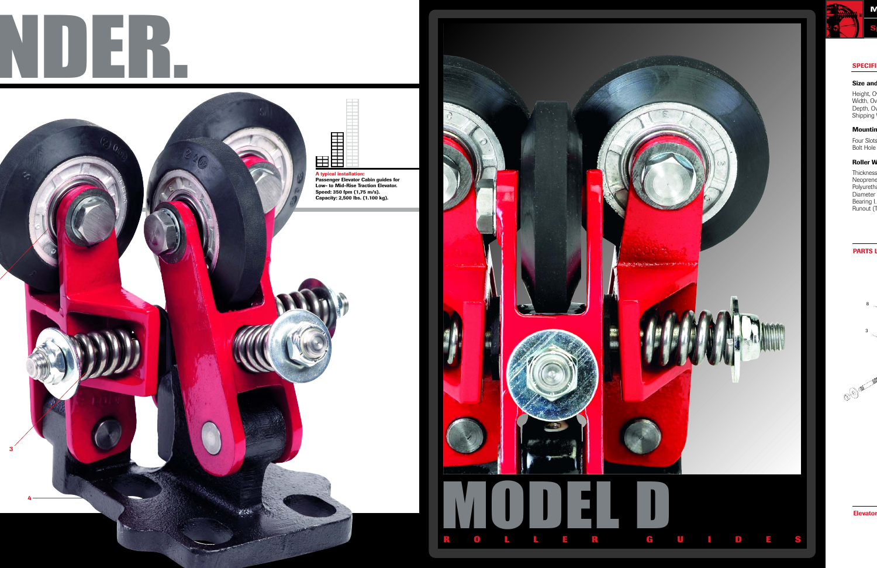# NDER.

**A typical installation:**
**Passenger Elevator Cabin guides for Low- to Mid-Rise Traction Elevator.**
**Speed: 350 fpm (1,75 m/s).**
**Capacity: 2,500 lbs. (1.100 kg).**

3

4

# MODEL D

## R O L L E R G U I D E S

SPECIFI

Size and

Height, O
Width, Ov
Depth, Ov
Shipping

Mountin

Four Slots
Bolt Hole

Roller W

Thickness
Neoprene
Polyuretha
Diameter
Bearing I.
Runout (T

PARTS L

8

3

Elevator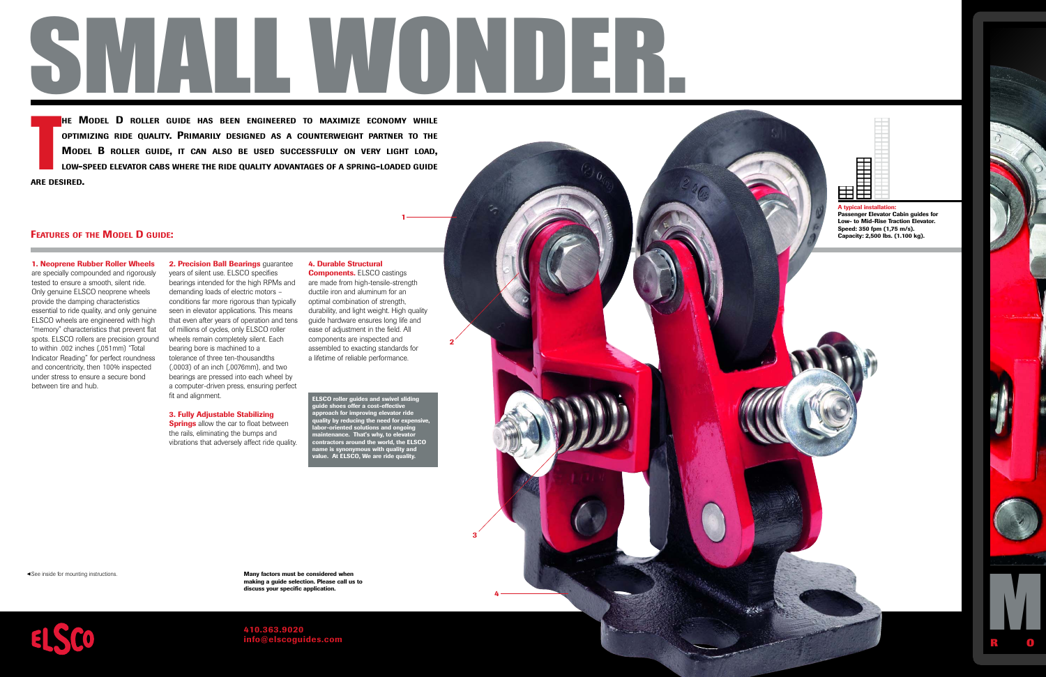# SMALL WONDER.

**THE MODEL D ROLLER GUIDE HAS BEEN ENGINEERED TO MAXIMIZE ECONOMY WHILE OPTIMIZING RIDE QUALITY. PRIMARILY DESIGNED AS A COUNTERWEIGHT PARTNER TO THE MODEL B ROLLER GUIDE, IT CAN ALSO BE USED SUCCESSFULLY ON VERY LIGHT LOAD, LOW-SPEED ELEVATOR CABS WHERE THE RIDE QUALITY ADVANTAGES OF A SPRING-LOADED GUIDE ARE DESIRED.**

**A typical installation:**
**Passenger Elevator Cabin guides for Low- to Mid-Rise Traction Elevator.**
**Speed: 350 fpm (1,75 m/s).**
**Capacity: 2,500 lbs. (1.100 kg).**

## FEATURES OF THE MODEL D GUIDE:

**1. Neoprene Rubber Roller Wheels** are specially compounded and rigorously tested to ensure a smooth, silent ride. Only genuine ELSCO neoprene wheels provide the damping characteristics essential to ride quality, and only genuine ELSCO wheels are engineered with high "memory" characteristics that prevent flat spots. ELSCO rollers are precision ground to within .002 inches (,051mm) "Total Indicator Reading" for perfect roundness and concentricity, then 100% inspected under stress to ensure a secure bond between tire and hub.

**2. Precision Ball Bearings** guarantee years of silent use. ELSCO specifies bearings intended for the high RPMs and demanding loads of electric motors – conditions far more rigorous than typically seen in elevator applications. This means that even after years of operation and tens of millions of cycles, only ELSCO roller wheels remain completely silent. Each bearing bore is machined to a tolerance of three ten-thousandths (.0003) of an inch (,0076mm), and two bearings are pressed into each wheel by a computer-driven press, ensuring perfect fit and alignment.

**3. Fully Adjustable Stabilizing Springs** allow the car to float between the rails, eliminating the bumps and vibrations that adversely affect ride quality.

**4. Durable Structural Components.** ELSCO castings are made from high-tensile-strength ductile iron and aluminum for an optimal combination of strength, durability, and light weight. High quality guide hardware ensures long life and ease of adjustment in the field. All components are inspected and assembled to exacting standards for a lifetime of reliable performance.

**ELSCO roller guides and swivel sliding guide shoes offer a cost-effective approach for improving elevator ride quality by reducing the need for expensive, labor-oriented solutions and ongoing maintenance. That's why, to elevator contractors around the world, the ELSCO name is synonymous with quality and value. At ELSCO, We are ride quality.**

◄See inside for mounting instructions.

**Many factors must be considered when making a guide selection. Please call us to discuss your specific application.**

ELSCO

**410.363.9020**
**info@elscoguides.com**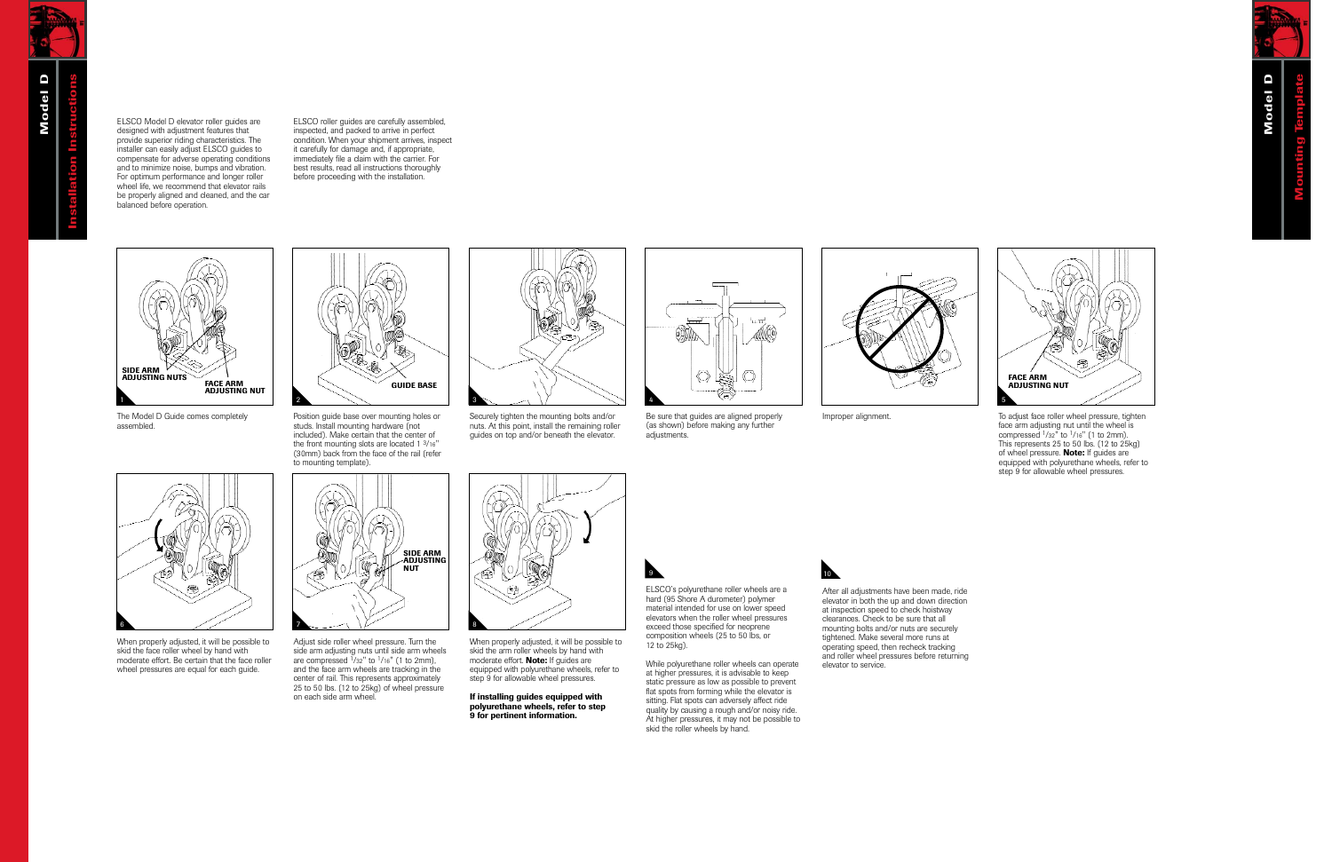# Model D Installation Instructions

ELSCO Model D elevator roller guides are designed with adjustment features that provide superior riding characteristics. The installer can easily adjust ELSCO guides to compensate for adverse operating conditions and to minimize noise, bumps and vibration. For optimum performance and longer roller wheel life, we recommend that elevator rails be properly aligned and cleaned, and the car balanced before operation.

ELSCO roller guides are carefully assembled, inspected, and packed to arrive in perfect condition. When your shipment arrives, inspect it carefully for damage and, if appropriate, immediately file a claim with the carrier. For best results, read all instructions thoroughly before proceeding with the installation.

1. SIDE ARM ADJUSTING NUTS / FACE ARM ADJUSTING NUT

   The Model D Guide comes completely assembled.

2. GUIDE BASE

   Position guide base over mounting holes or studs. Install mounting hardware (not included). Make certain that the center of the front mounting slots are located 1 3/16" (30mm) back from the face of the rail (refer to mounting template).

3. Securely tighten the mounting bolts and/or nuts. At this point, install the remaining roller guides on top and/or beneath the elevator.

4. Be sure that guides are aligned properly (as shown) before making any further adjustments.

   Improper alignment.

5. FACE ARM ADJUSTING NUT

   To adjust face roller wheel pressure, tighten face arm adjusting nut until the wheel is compressed 1/32" to 1/16" (1 to 2mm). This represents 25 to 50 lbs. (12 to 25kg) of wheel pressure. **Note:** If guides are equipped with polyurethane wheels, refer to step 9 for allowable wheel pressures.

6. When properly adjusted, it will be possible to skid the face roller wheel by hand with moderate effort. Be certain that the face roller wheel pressures are equal for each guide.

7. SIDE ARM ADJUSTING NUT

   Adjust side roller wheel pressure. Turn the side arm adjusting nuts until side arm wheels are compressed 1/32" to 1/16" (1 to 2mm), and the face arm wheels are tracking in the center of rail. This represents approximately 25 to 50 lbs. (12 to 25kg) of wheel pressure on each side arm wheel.

8. When properly adjusted, it will be possible to skid the arm roller wheels by hand with moderate effort. **Note:** If guides are equipped with polyurethane wheels, refer to step 9 for allowable wheel pressures.

   **If installing guides equipped with polyurethane wheels, refer to step 9 for pertinent information.**

9. ELSCO's polyurethane roller wheels are a hard (95 Shore A durometer) polymer material intended for use on lower speed elevators when the roller wheel pressures exceed those specified for neoprene composition wheels (25 to 50 lbs, or 12 to 25kg).

   While polyurethane roller wheels can operate at higher pressures, it is advisable to keep static pressure as low as possible to prevent flat spots from forming while the elevator is sitting. Flat spots can adversely affect ride quality by causing a rough and/or noisy ride. At higher pressures, it may not be possible to skid the roller wheels by hand.

10. After all adjustments have been made, ride elevator in both the up and down direction at inspection speed to check hoistway clearances. Check to be sure that all mounting bolts and/or nuts are securely tightened. Make several more runs at operating speed, then recheck tracking and roller wheel pressures before returning elevator to service.

# Model D Mounting Template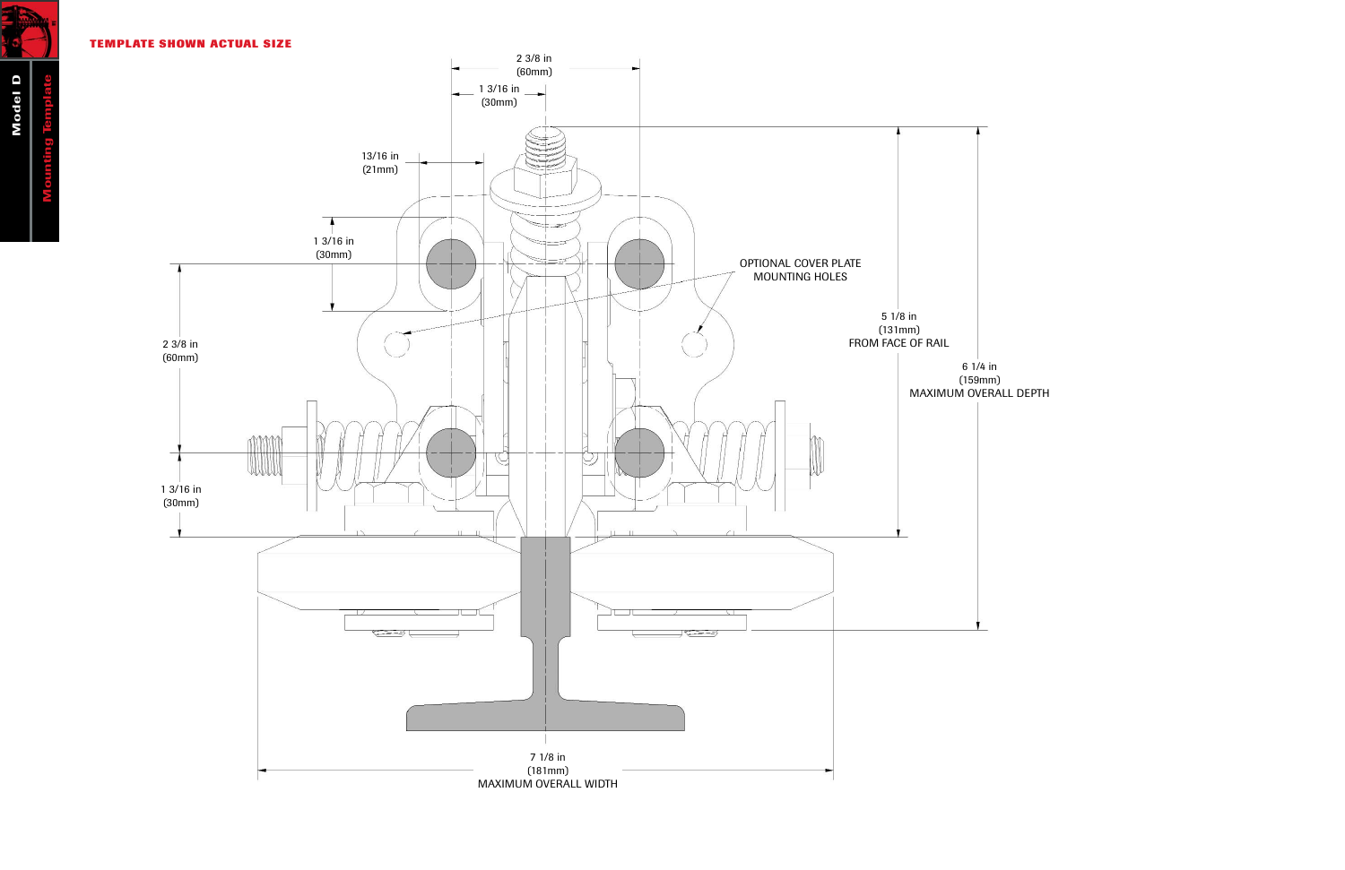**TEMPLATE SHOWN ACTUAL SIZE**

2 3/8 in (60mm)

1 3/16 in (30mm)

13/16 in (21mm)

1 3/16 in (30mm)

2 3/8 in (60mm)

1 3/16 in (30mm)

OPTIONAL COVER PLATE MOUNTING HOLES

5 1/8 in (131mm) FROM FACE OF RAIL

6 1/4 in (159mm) MAXIMUM OVERALL DEPTH

7 1/8 in (181mm) MAXIMUM OVERALL WIDTH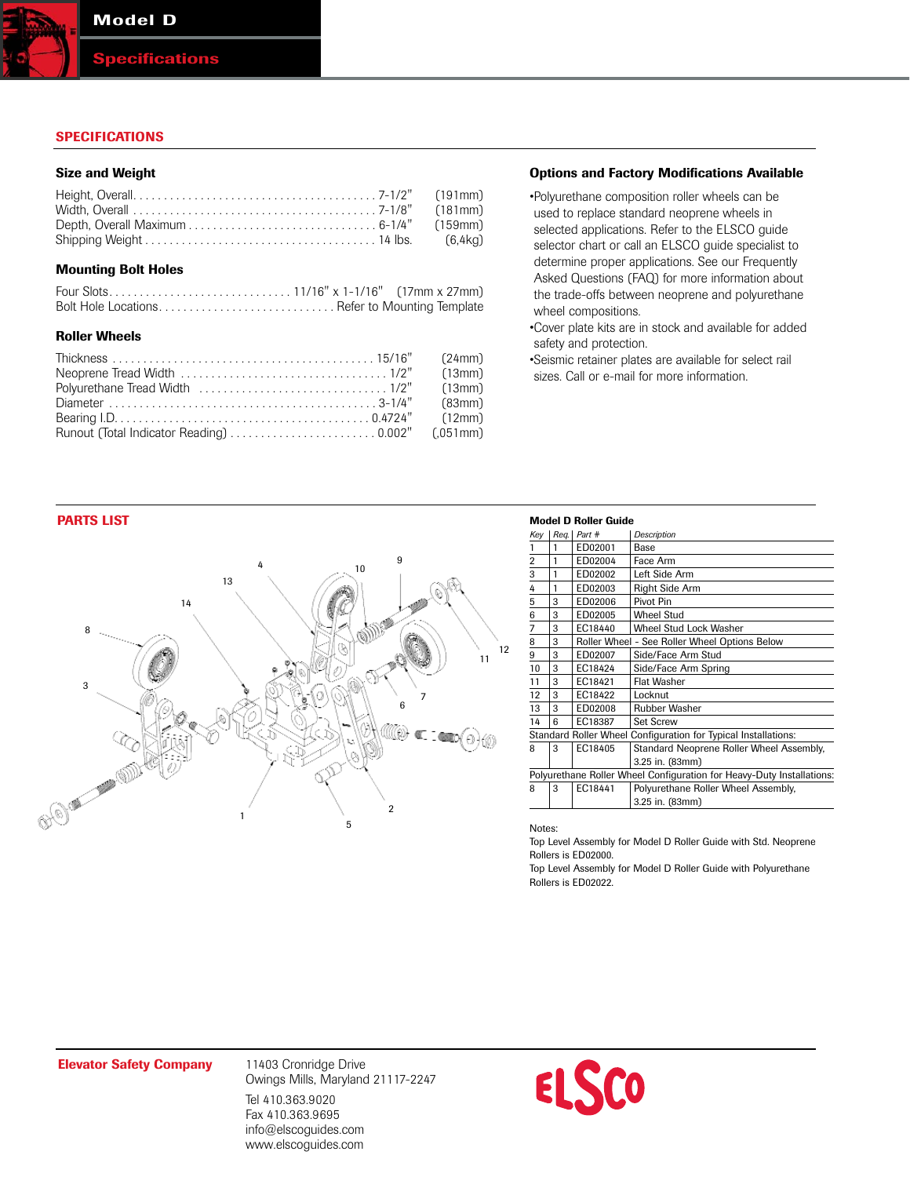# Model D
## Specifications

## SPECIFICATIONS

### Size and Weight

| | | |
|---|---|---|
| Height, Overall | 7-1/2" | (191mm) |
| Width, Overall | 7-1/8" | (181mm) |
| Depth, Overall Maximum | 6-1/4" | (159mm) |
| Shipping Weight | 14 lbs. | (6,4kg) |

### Mounting Bolt Holes

| | | |
|---|---|---|
| Four Slots | 11/16" x 1-1/16" | (17mm x 27mm) |
| Bolt Hole Locations | Refer to Mounting Template | |

### Roller Wheels

| | | |
|---|---|---|
| Thickness | 15/16" | (24mm) |
| Neoprene Tread Width | 1/2" | (13mm) |
| Polyurethane Tread Width | 1/2" | (13mm) |
| Diameter | 3-1/4" | (83mm) |
| Bearing I.D. | 0.4724" | (12mm) |
| Runout (Total Indicator Reading) | 0.002" | (,051mm) |

### Options and Factory Modifications Available

- Polyurethane composition roller wheels can be used to replace standard neoprene wheels in selected applications. Refer to the ELSCO guide selector chart or call an ELSCO guide specialist to determine proper applications. See our Frequently Asked Questions (FAQ) for more information about the trade-offs between neoprene and polyurethane wheel compositions.
- Cover plate kits are in stock and available for added safety and protection.
- Seismic retainer plates are available for select rail sizes. Call or e-mail for more information.

## PARTS LIST

14
13
4
10
9
8
3
12
11
7
6
1
5
2

**Model D Roller Guide**

| *Key* | *Req.* | *Part #* | *Description* |
|---|---|---|---|
| 1 | 1 | ED02001 | Base |
| 2 | 1 | ED02004 | Face Arm |
| 3 | 1 | ED02002 | Left Side Arm |
| 4 | 1 | ED02003 | Right Side Arm |
| 5 | 3 | ED02006 | Pivot Pin |
| 6 | 3 | ED02005 | Wheel Stud |
| 7 | 3 | EC18440 | Wheel Stud Lock Washer |
| 8 | 3 | Roller Wheel - See Roller Wheel Options Below | |
| 9 | 3 | ED02007 | Side/Face Arm Stud |
| 10 | 3 | EC18424 | Side/Face Arm Spring |
| 11 | 3 | EC18421 | Flat Washer |
| 12 | 3 | EC18422 | Locknut |
| 13 | 3 | ED02008 | Rubber Washer |
| 14 | 6 | EC18387 | Set Screw |
| Standard Roller Wheel Configuration for Typical Installations: | | | |
| 8 | 3 | EC18405 | Standard Neoprene Roller Wheel Assembly, 3.25 in. (83mm) |
| Polyurethane Roller Wheel Configuration for Heavy-Duty Installations: | | | |
| 8 | 3 | EC18441 | Polyurethane Roller Wheel Assembly, 3.25 in. (83mm) |

Notes:
Top Level Assembly for Model D Roller Guide with Std. Neoprene Rollers is ED02000.
Top Level Assembly for Model D Roller Guide with Polyurethane Rollers is ED02022.

**Elevator Safety Company**

11403 Cronridge Drive
Owings Mills, Maryland 21117-2247

Tel 410.363.9020
Fax 410.363.9695
info@elscoguides.com
www.elscoguides.com

ELSCO